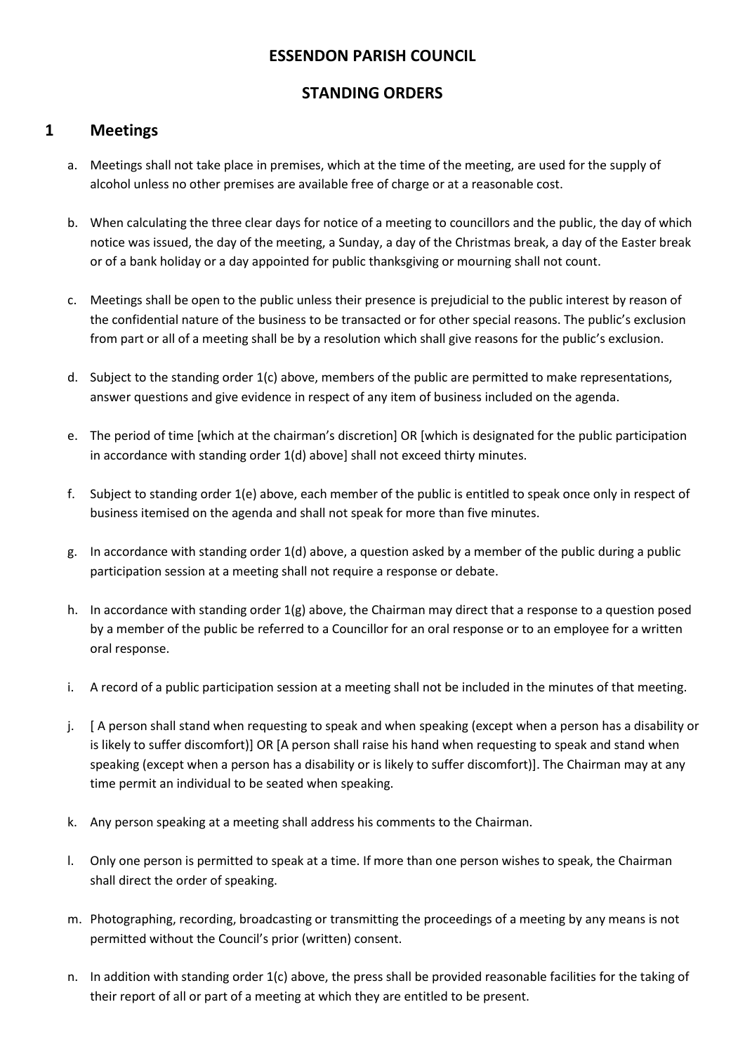# ESSENDON PARISH COUNCIL

## STANDING ORDERS

## 1 Meetings

a. Meetings shall not take place in premises, which at the time of the meeting, are used for the supply of alcohol unless no other premises are available free of charge or at a reasonable cost.

b. When calculating the three clear days for notice of a meeting to councillors and the public, the day of which notice was issued, the day of the meeting, a Sunday, a day of the Christmas break, a day of the Easter break or of a bank holiday or a day appointed for public thanksgiving or mourning shall not count.

c. Meetings shall be open to the public unless their presence is prejudicial to the public interest by reason of the confidential nature of the business to be transacted or for other special reasons. The public's exclusion from part or all of a meeting shall be by a resolution which shall give reasons for the public's exclusion.

d. Subject to the standing order 1(c) above, members of the public are permitted to make representations, answer questions and give evidence in respect of any item of business included on the agenda.

e. The period of time [which at the chairman's discretion] OR [which is designated for the public participation in accordance with standing order 1(d) above] shall not exceed thirty minutes.

f. Subject to standing order 1(e) above, each member of the public is entitled to speak once only in respect of business itemised on the agenda and shall not speak for more than five minutes.

g. In accordance with standing order 1(d) above, a question asked by a member of the public during a public participation session at a meeting shall not require a response or debate.

h. In accordance with standing order 1(g) above, the Chairman may direct that a response to a question posed by a member of the public be referred to a Councillor for an oral response or to an employee for a written oral response.

i. A record of a public participation session at a meeting shall not be included in the minutes of that meeting.

j. [ A person shall stand when requesting to speak and when speaking (except when a person has a disability or is likely to suffer discomfort)] OR [A person shall raise his hand when requesting to speak and stand when speaking (except when a person has a disability or is likely to suffer discomfort)]. The Chairman may at any time permit an individual to be seated when speaking.

k. Any person speaking at a meeting shall address his comments to the Chairman.

l. Only one person is permitted to speak at a time. If more than one person wishes to speak, the Chairman shall direct the order of speaking.

m. Photographing, recording, broadcasting or transmitting the proceedings of a meeting by any means is not permitted without the Council's prior (written) consent.

n. In addition with standing order 1(c) above, the press shall be provided reasonable facilities for the taking of their report of all or part of a meeting at which they are entitled to be present.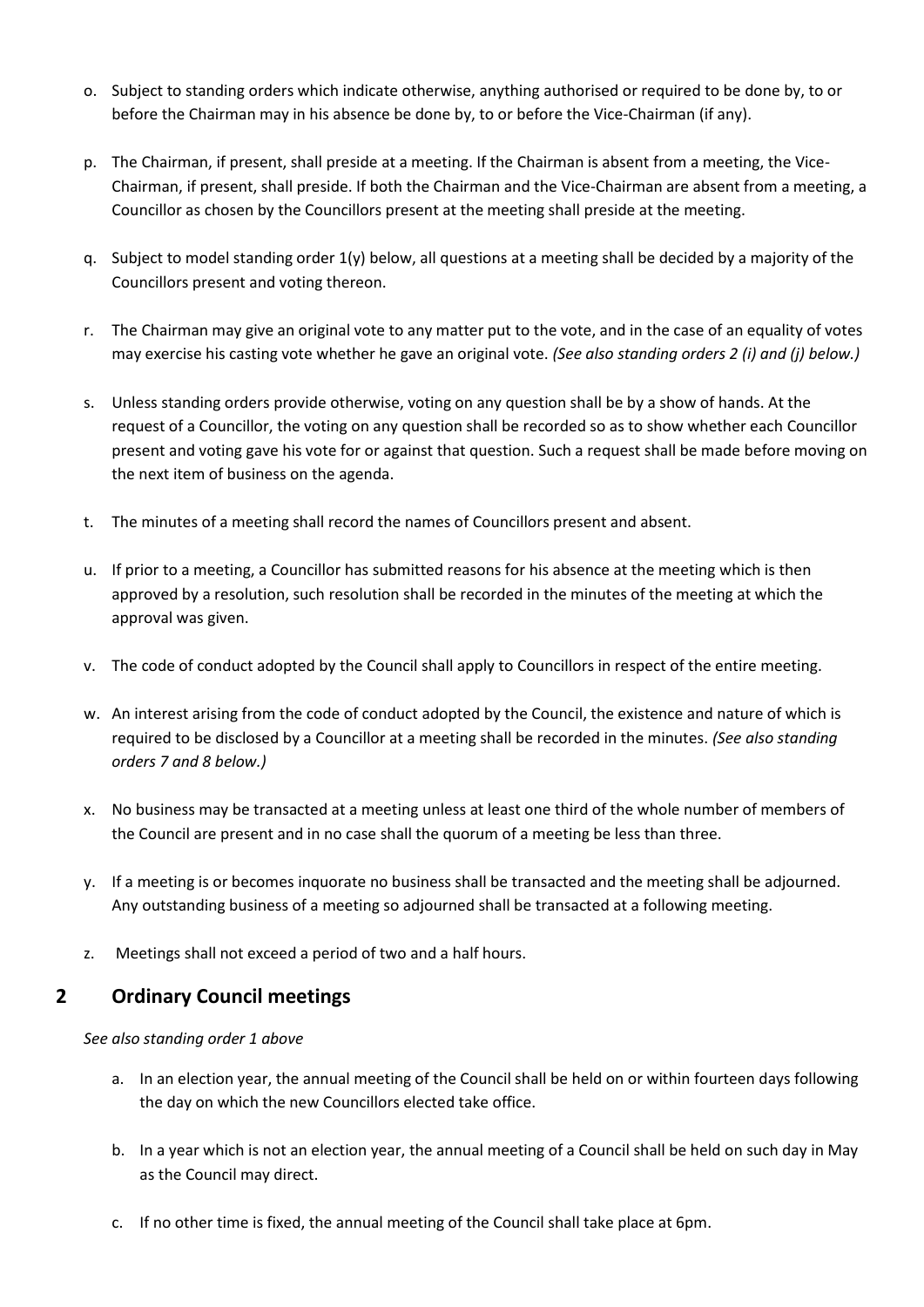o. Subject to standing orders which indicate otherwise, anything authorised or required to be done by, to or before the Chairman may in his absence be done by, to or before the Vice-Chairman (if any).

p. The Chairman, if present, shall preside at a meeting. If the Chairman is absent from a meeting, the Vice-Chairman, if present, shall preside. If both the Chairman and the Vice-Chairman are absent from a meeting, a Councillor as chosen by the Councillors present at the meeting shall preside at the meeting.

q. Subject to model standing order 1(y) below, all questions at a meeting shall be decided by a majority of the Councillors present and voting thereon.

r. The Chairman may give an original vote to any matter put to the vote, and in the case of an equality of votes may exercise his casting vote whether he gave an original vote. *(See also standing orders 2 (i) and (j) below.)*

s. Unless standing orders provide otherwise, voting on any question shall be by a show of hands. At the request of a Councillor, the voting on any question shall be recorded so as to show whether each Councillor present and voting gave his vote for or against that question. Such a request shall be made before moving on the next item of business on the agenda.

t. The minutes of a meeting shall record the names of Councillors present and absent.

u. If prior to a meeting, a Councillor has submitted reasons for his absence at the meeting which is then approved by a resolution, such resolution shall be recorded in the minutes of the meeting at which the approval was given.

v. The code of conduct adopted by the Council shall apply to Councillors in respect of the entire meeting.

w. An interest arising from the code of conduct adopted by the Council, the existence and nature of which is required to be disclosed by a Councillor at a meeting shall be recorded in the minutes. *(See also standing orders 7 and 8 below.)*

x. No business may be transacted at a meeting unless at least one third of the whole number of members of the Council are present and in no case shall the quorum of a meeting be less than three.

y. If a meeting is or becomes inquorate no business shall be transacted and the meeting shall be adjourned. Any outstanding business of a meeting so adjourned shall be transacted at a following meeting.

z. Meetings shall not exceed a period of two and a half hours.

## 2 Ordinary Council meetings

*See also standing order 1 above*

a. In an election year, the annual meeting of the Council shall be held on or within fourteen days following the day on which the new Councillors elected take office.

b. In a year which is not an election year, the annual meeting of a Council shall be held on such day in May as the Council may direct.

c. If no other time is fixed, the annual meeting of the Council shall take place at 6pm.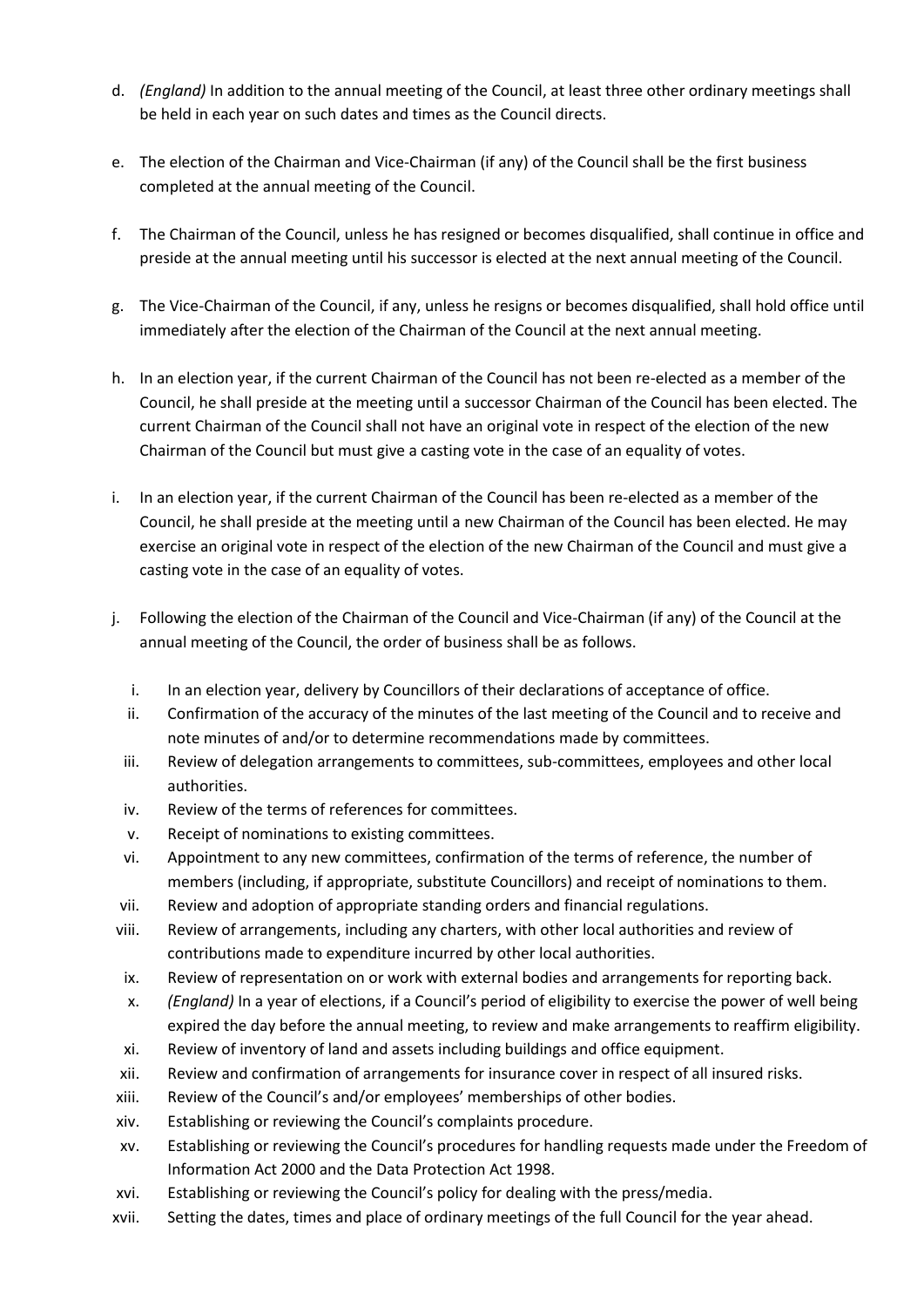d. *(England)* In addition to the annual meeting of the Council, at least three other ordinary meetings shall be held in each year on such dates and times as the Council directs.

e. The election of the Chairman and Vice-Chairman (if any) of the Council shall be the first business completed at the annual meeting of the Council.

f. The Chairman of the Council, unless he has resigned or becomes disqualified, shall continue in office and preside at the annual meeting until his successor is elected at the next annual meeting of the Council.

g. The Vice-Chairman of the Council, if any, unless he resigns or becomes disqualified, shall hold office until immediately after the election of the Chairman of the Council at the next annual meeting.

h. In an election year, if the current Chairman of the Council has not been re-elected as a member of the Council, he shall preside at the meeting until a successor Chairman of the Council has been elected. The current Chairman of the Council shall not have an original vote in respect of the election of the new Chairman of the Council but must give a casting vote in the case of an equality of votes.

i. In an election year, if the current Chairman of the Council has been re-elected as a member of the Council, he shall preside at the meeting until a new Chairman of the Council has been elected. He may exercise an original vote in respect of the election of the new Chairman of the Council and must give a casting vote in the case of an equality of votes.

j. Following the election of the Chairman of the Council and Vice-Chairman (if any) of the Council at the annual meeting of the Council, the order of business shall be as follows.

   i. In an election year, delivery by Councillors of their declarations of acceptance of office.
   ii. Confirmation of the accuracy of the minutes of the last meeting of the Council and to receive and note minutes of and/or to determine recommendations made by committees.
   iii. Review of delegation arrangements to committees, sub-committees, employees and other local authorities.
   iv. Review of the terms of references for committees.
   v. Receipt of nominations to existing committees.
   vi. Appointment to any new committees, confirmation of the terms of reference, the number of members (including, if appropriate, substitute Councillors) and receipt of nominations to them.
   vii. Review and adoption of appropriate standing orders and financial regulations.
   viii. Review of arrangements, including any charters, with other local authorities and review of contributions made to expenditure incurred by other local authorities.
   ix. Review of representation on or work with external bodies and arrangements for reporting back.
   x. *(England)* In a year of elections, if a Council's period of eligibility to exercise the power of well being expired the day before the annual meeting, to review and make arrangements to reaffirm eligibility.
   xi. Review of inventory of land and assets including buildings and office equipment.
   xii. Review and confirmation of arrangements for insurance cover in respect of all insured risks.
   xiii. Review of the Council's and/or employees' memberships of other bodies.
   xiv. Establishing or reviewing the Council's complaints procedure.
   xv. Establishing or reviewing the Council's procedures for handling requests made under the Freedom of Information Act 2000 and the Data Protection Act 1998.
   xvi. Establishing or reviewing the Council's policy for dealing with the press/media.
   xvii. Setting the dates, times and place of ordinary meetings of the full Council for the year ahead.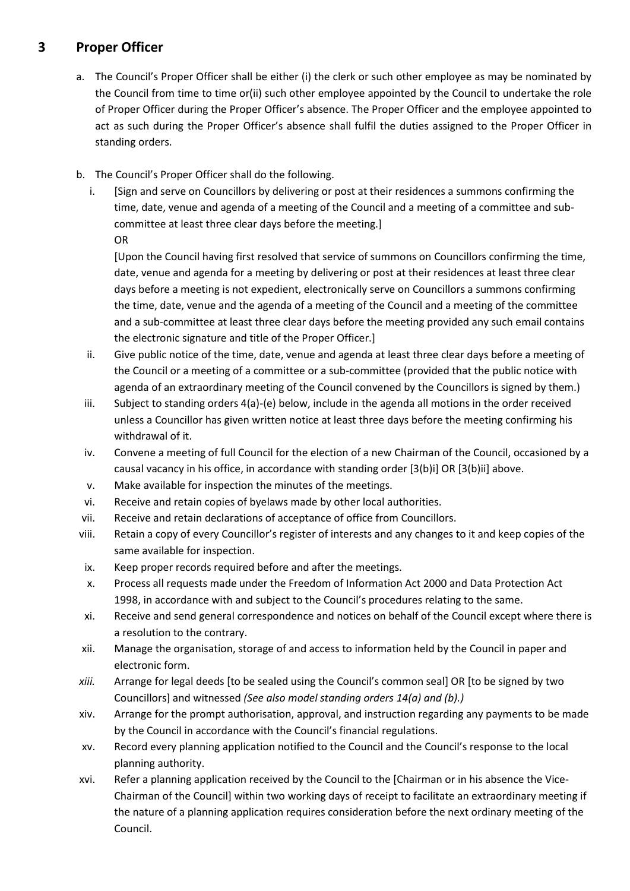## 3 Proper Officer

a. The Council's Proper Officer shall be either (i) the clerk or such other employee as may be nominated by the Council from time to time or(ii) such other employee appointed by the Council to undertake the role of Proper Officer during the Proper Officer's absence. The Proper Officer and the employee appointed to act as such during the Proper Officer's absence shall fulfil the duties assigned to the Proper Officer in standing orders.

b. The Council's Proper Officer shall do the following.

   i. [Sign and serve on Councillors by delivering or post at their residences a summons confirming the time, date, venue and agenda of a meeting of the Council and a meeting of a committee and sub-committee at least three clear days before the meeting.]
   OR
   [Upon the Council having first resolved that service of summons on Councillors confirming the time, date, venue and agenda for a meeting by delivering or post at their residences at least three clear days before a meeting is not expedient, electronically serve on Councillors a summons confirming the time, date, venue and the agenda of a meeting of the Council and a meeting of the committee and a sub-committee at least three clear days before the meeting provided any such email contains the electronic signature and title of the Proper Officer.]

   ii. Give public notice of the time, date, venue and agenda at least three clear days before a meeting of the Council or a meeting of a committee or a sub-committee (provided that the public notice with agenda of an extraordinary meeting of the Council convened by the Councillors is signed by them.)

   iii. Subject to standing orders 4(a)-(e) below, include in the agenda all motions in the order received unless a Councillor has given written notice at least three days before the meeting confirming his withdrawal of it.

   iv. Convene a meeting of full Council for the election of a new Chairman of the Council, occasioned by a causal vacancy in his office, in accordance with standing order [3(b)i] OR [3(b)ii] above.

   v. Make available for inspection the minutes of the meetings.

   vi. Receive and retain copies of byelaws made by other local authorities.

   vii. Receive and retain declarations of acceptance of office from Councillors.

   viii. Retain a copy of every Councillor's register of interests and any changes to it and keep copies of the same available for inspection.

   ix. Keep proper records required before and after the meetings.

   x. Process all requests made under the Freedom of Information Act 2000 and Data Protection Act 1998, in accordance with and subject to the Council's procedures relating to the same.

   xi. Receive and send general correspondence and notices on behalf of the Council except where there is a resolution to the contrary.

   xii. Manage the organisation, storage of and access to information held by the Council in paper and electronic form.

   *xiii.* Arrange for legal deeds [to be sealed using the Council's common seal] OR [to be signed by two Councillors] and witnessed *(See also model standing orders 14(a) and (b).)*

   xiv. Arrange for the prompt authorisation, approval, and instruction regarding any payments to be made by the Council in accordance with the Council's financial regulations.

   xv. Record every planning application notified to the Council and the Council's response to the local planning authority.

   xvi. Refer a planning application received by the Council to the [Chairman or in his absence the Vice-Chairman of the Council] within two working days of receipt to facilitate an extraordinary meeting if the nature of a planning application requires consideration before the next ordinary meeting of the Council.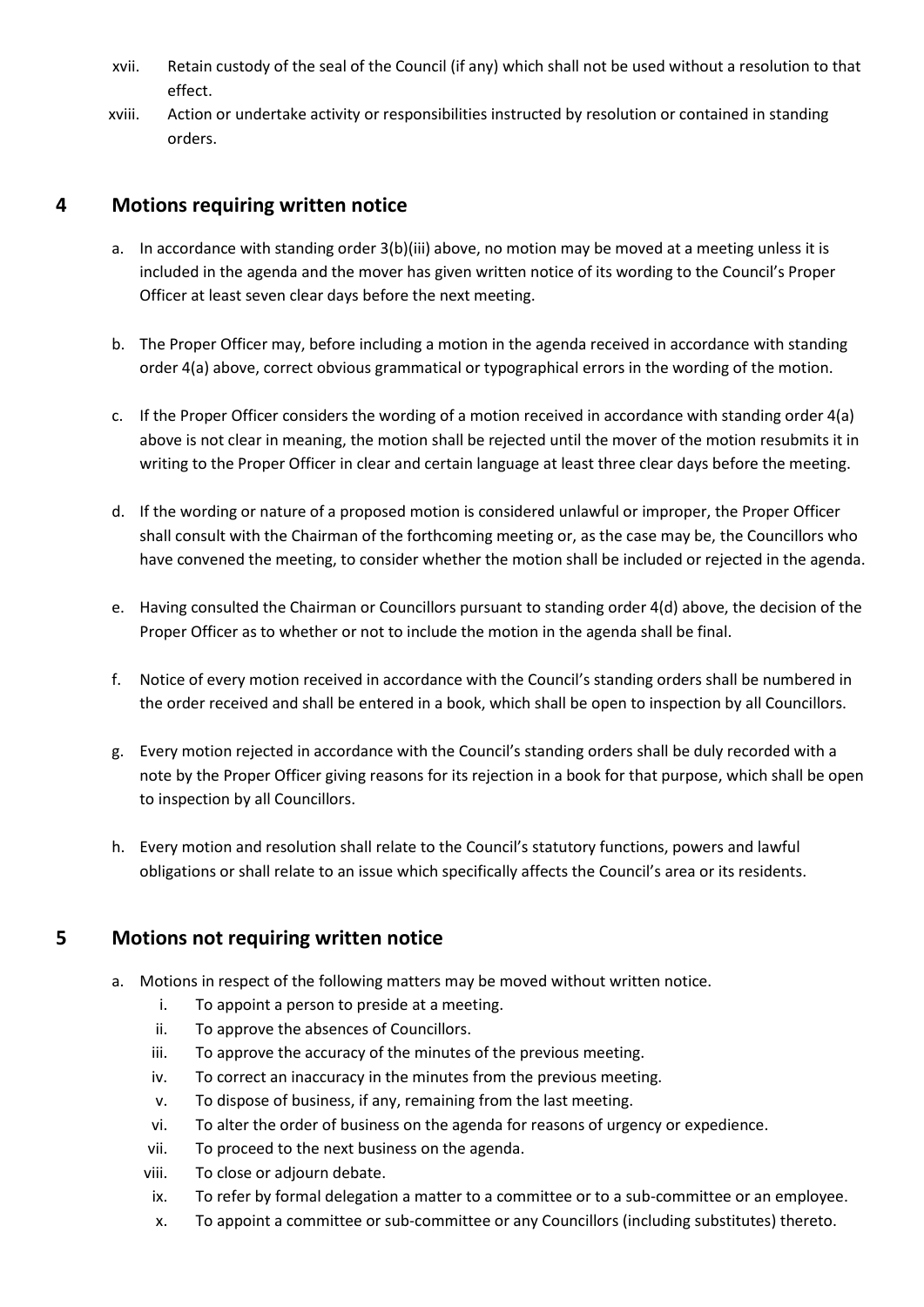xvii. Retain custody of the seal of the Council (if any) which shall not be used without a resolution to that effect.

xviii. Action or undertake activity or responsibilities instructed by resolution or contained in standing orders.

## 4 Motions requiring written notice

a. In accordance with standing order 3(b)(iii) above, no motion may be moved at a meeting unless it is included in the agenda and the mover has given written notice of its wording to the Council's Proper Officer at least seven clear days before the next meeting.

b. The Proper Officer may, before including a motion in the agenda received in accordance with standing order 4(a) above, correct obvious grammatical or typographical errors in the wording of the motion.

c. If the Proper Officer considers the wording of a motion received in accordance with standing order 4(a) above is not clear in meaning, the motion shall be rejected until the mover of the motion resubmits it in writing to the Proper Officer in clear and certain language at least three clear days before the meeting.

d. If the wording or nature of a proposed motion is considered unlawful or improper, the Proper Officer shall consult with the Chairman of the forthcoming meeting or, as the case may be, the Councillors who have convened the meeting, to consider whether the motion shall be included or rejected in the agenda.

e. Having consulted the Chairman or Councillors pursuant to standing order 4(d) above, the decision of the Proper Officer as to whether or not to include the motion in the agenda shall be final.

f. Notice of every motion received in accordance with the Council's standing orders shall be numbered in the order received and shall be entered in a book, which shall be open to inspection by all Councillors.

g. Every motion rejected in accordance with the Council's standing orders shall be duly recorded with a note by the Proper Officer giving reasons for its rejection in a book for that purpose, which shall be open to inspection by all Councillors.

h. Every motion and resolution shall relate to the Council's statutory functions, powers and lawful obligations or shall relate to an issue which specifically affects the Council's area or its residents.

## 5 Motions not requiring written notice

a. Motions in respect of the following matters may be moved without written notice.
   i. To appoint a person to preside at a meeting.
   ii. To approve the absences of Councillors.
   iii. To approve the accuracy of the minutes of the previous meeting.
   iv. To correct an inaccuracy in the minutes from the previous meeting.
   v. To dispose of business, if any, remaining from the last meeting.
   vi. To alter the order of business on the agenda for reasons of urgency or expedience.
   vii. To proceed to the next business on the agenda.
   viii. To close or adjourn debate.
   ix. To refer by formal delegation a matter to a committee or to a sub-committee or an employee.
   x. To appoint a committee or sub-committee or any Councillors (including substitutes) thereto.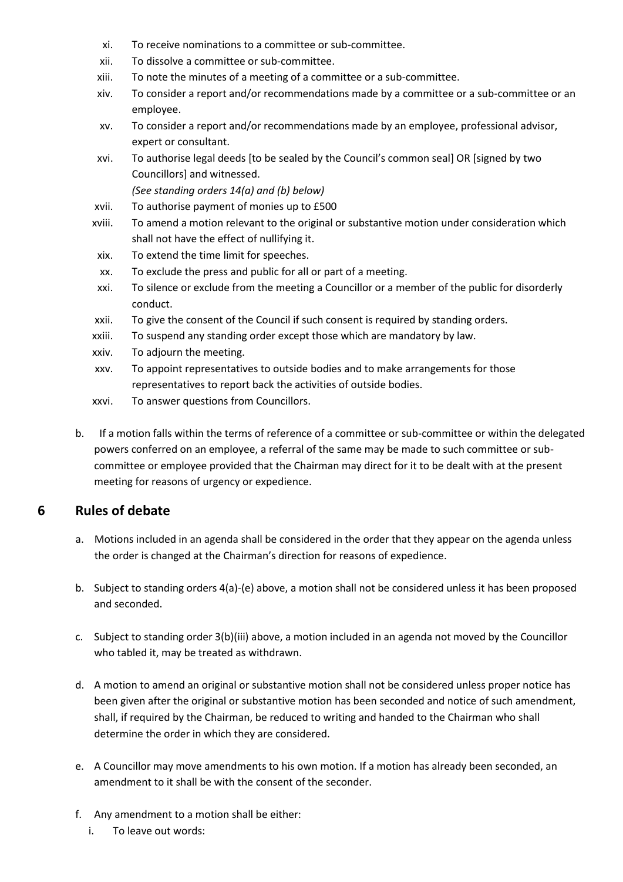xi. To receive nominations to a committee or sub-committee.
xii. To dissolve a committee or sub-committee.
xiii. To note the minutes of a meeting of a committee or a sub-committee.
xiv. To consider a report and/or recommendations made by a committee or a sub-committee or an employee.
xv. To consider a report and/or recommendations made by an employee, professional advisor, expert or consultant.
xvi. To authorise legal deeds [to be sealed by the Council's common seal] OR [signed by two Councillors] and witnessed.
*(See standing orders 14(a) and (b) below)*
xvii. To authorise payment of monies up to £500
xviii. To amend a motion relevant to the original or substantive motion under consideration which shall not have the effect of nullifying it.
xix. To extend the time limit for speeches.
xx. To exclude the press and public for all or part of a meeting.
xxi. To silence or exclude from the meeting a Councillor or a member of the public for disorderly conduct.
xxii. To give the consent of the Council if such consent is required by standing orders.
xxiii. To suspend any standing order except those which are mandatory by law.
xxiv. To adjourn the meeting.
xxv. To appoint representatives to outside bodies and to make arrangements for those representatives to report back the activities of outside bodies.
xxvi. To answer questions from Councillors.

b. If a motion falls within the terms of reference of a committee or sub-committee or within the delegated powers conferred on an employee, a referral of the same may be made to such committee or sub-committee or employee provided that the Chairman may direct for it to be dealt with at the present meeting for reasons of urgency or expedience.

## 6 Rules of debate

a. Motions included in an agenda shall be considered in the order that they appear on the agenda unless the order is changed at the Chairman's direction for reasons of expedience.

b. Subject to standing orders 4(a)-(e) above, a motion shall not be considered unless it has been proposed and seconded.

c. Subject to standing order 3(b)(iii) above, a motion included in an agenda not moved by the Councillor who tabled it, may be treated as withdrawn.

d. A motion to amend an original or substantive motion shall not be considered unless proper notice has been given after the original or substantive motion has been seconded and notice of such amendment, shall, if required by the Chairman, be reduced to writing and handed to the Chairman who shall determine the order in which they are considered.

e. A Councillor may move amendments to his own motion. If a motion has already been seconded, an amendment to it shall be with the consent of the seconder.

f. Any amendment to a motion shall be either:
i. To leave out words: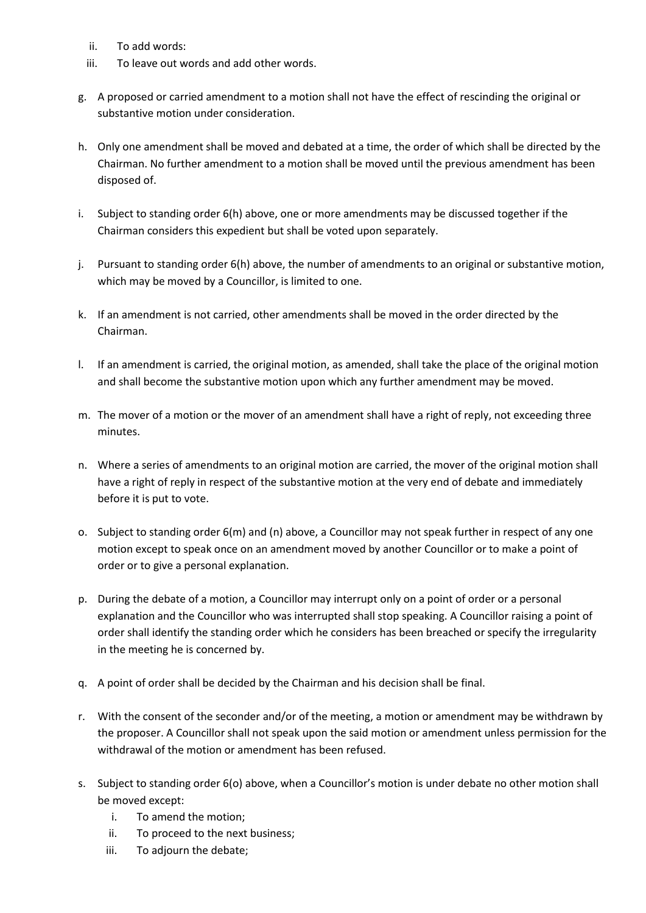ii. To add words:
iii. To leave out words and add other words.

g. A proposed or carried amendment to a motion shall not have the effect of rescinding the original or substantive motion under consideration.

h. Only one amendment shall be moved and debated at a time, the order of which shall be directed by the Chairman. No further amendment to a motion shall be moved until the previous amendment has been disposed of.

i. Subject to standing order 6(h) above, one or more amendments may be discussed together if the Chairman considers this expedient but shall be voted upon separately.

j. Pursuant to standing order 6(h) above, the number of amendments to an original or substantive motion, which may be moved by a Councillor, is limited to one.

k. If an amendment is not carried, other amendments shall be moved in the order directed by the Chairman.

l. If an amendment is carried, the original motion, as amended, shall take the place of the original motion and shall become the substantive motion upon which any further amendment may be moved.

m. The mover of a motion or the mover of an amendment shall have a right of reply, not exceeding three minutes.

n. Where a series of amendments to an original motion are carried, the mover of the original motion shall have a right of reply in respect of the substantive motion at the very end of debate and immediately before it is put to vote.

o. Subject to standing order 6(m) and (n) above, a Councillor may not speak further in respect of any one motion except to speak once on an amendment moved by another Councillor or to make a point of order or to give a personal explanation.

p. During the debate of a motion, a Councillor may interrupt only on a point of order or a personal explanation and the Councillor who was interrupted shall stop speaking. A Councillor raising a point of order shall identify the standing order which he considers has been breached or specify the irregularity in the meeting he is concerned by.

q. A point of order shall be decided by the Chairman and his decision shall be final.

r. With the consent of the seconder and/or of the meeting, a motion or amendment may be withdrawn by the proposer. A Councillor shall not speak upon the said motion or amendment unless permission for the withdrawal of the motion or amendment has been refused.

s. Subject to standing order 6(o) above, when a Councillor's motion is under debate no other motion shall be moved except:
   i. To amend the motion;
   ii. To proceed to the next business;
   iii. To adjourn the debate;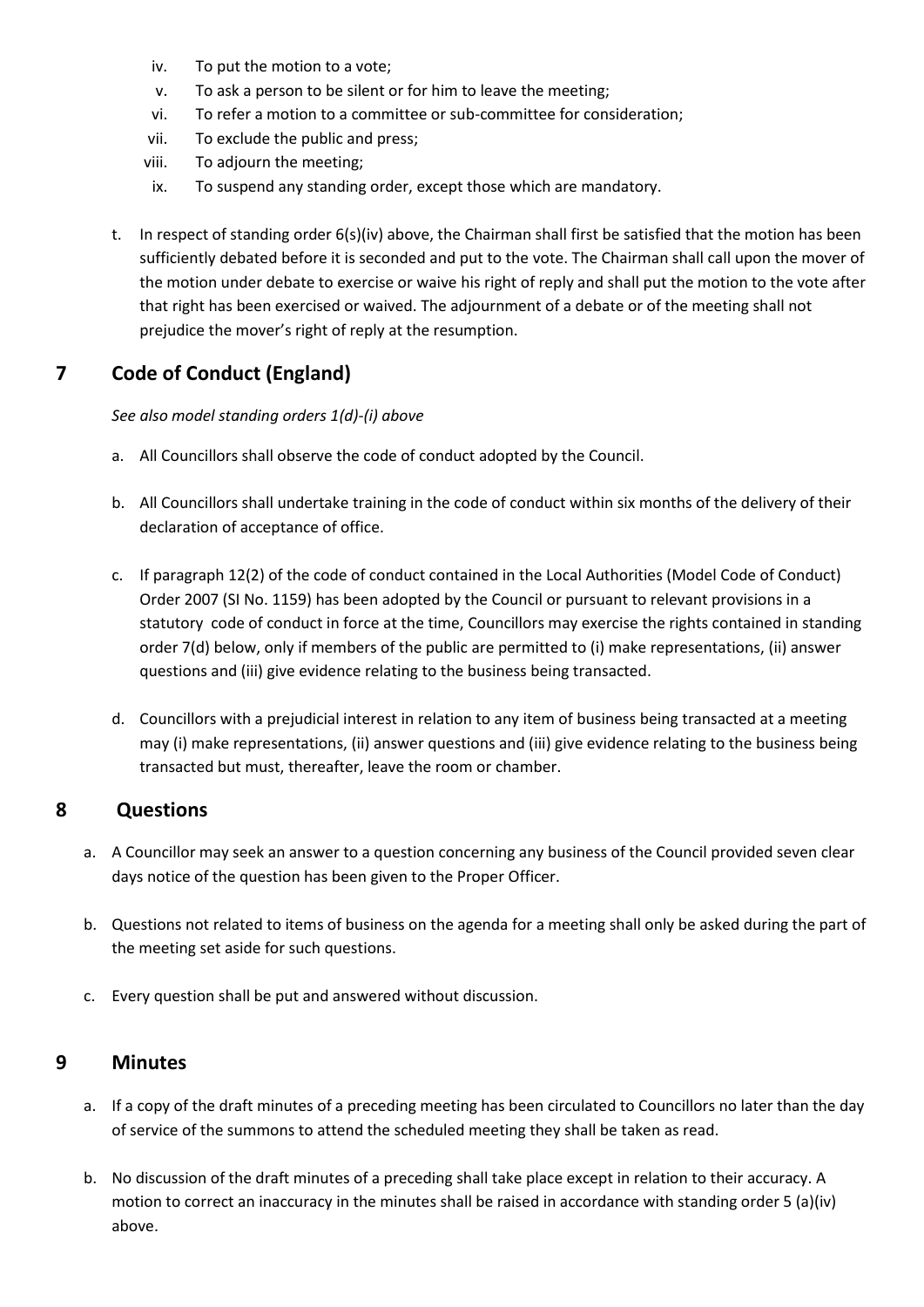iv. To put the motion to a vote;
v. To ask a person to be silent or for him to leave the meeting;
vi. To refer a motion to a committee or sub-committee for consideration;
vii. To exclude the public and press;
viii. To adjourn the meeting;
ix. To suspend any standing order, except those which are mandatory.

t. In respect of standing order 6(s)(iv) above, the Chairman shall first be satisfied that the motion has been sufficiently debated before it is seconded and put to the vote. The Chairman shall call upon the mover of the motion under debate to exercise or waive his right of reply and shall put the motion to the vote after that right has been exercised or waived. The adjournment of a debate or of the meeting shall not prejudice the mover's right of reply at the resumption.

## 7 Code of Conduct (England)

*See also model standing orders 1(d)-(i) above*

a. All Councillors shall observe the code of conduct adopted by the Council.

b. All Councillors shall undertake training in the code of conduct within six months of the delivery of their declaration of acceptance of office.

c. If paragraph 12(2) of the code of conduct contained in the Local Authorities (Model Code of Conduct) Order 2007 (SI No. 1159) has been adopted by the Council or pursuant to relevant provisions in a statutory code of conduct in force at the time, Councillors may exercise the rights contained in standing order 7(d) below, only if members of the public are permitted to (i) make representations, (ii) answer questions and (iii) give evidence relating to the business being transacted.

d. Councillors with a prejudicial interest in relation to any item of business being transacted at a meeting may (i) make representations, (ii) answer questions and (iii) give evidence relating to the business being transacted but must, thereafter, leave the room or chamber.

## 8 Questions

a. A Councillor may seek an answer to a question concerning any business of the Council provided seven clear days notice of the question has been given to the Proper Officer.

b. Questions not related to items of business on the agenda for a meeting shall only be asked during the part of the meeting set aside for such questions.

c. Every question shall be put and answered without discussion.

## 9 Minutes

a. If a copy of the draft minutes of a preceding meeting has been circulated to Councillors no later than the day of service of the summons to attend the scheduled meeting they shall be taken as read.

b. No discussion of the draft minutes of a preceding shall take place except in relation to their accuracy. A motion to correct an inaccuracy in the minutes shall be raised in accordance with standing order 5 (a)(iv) above.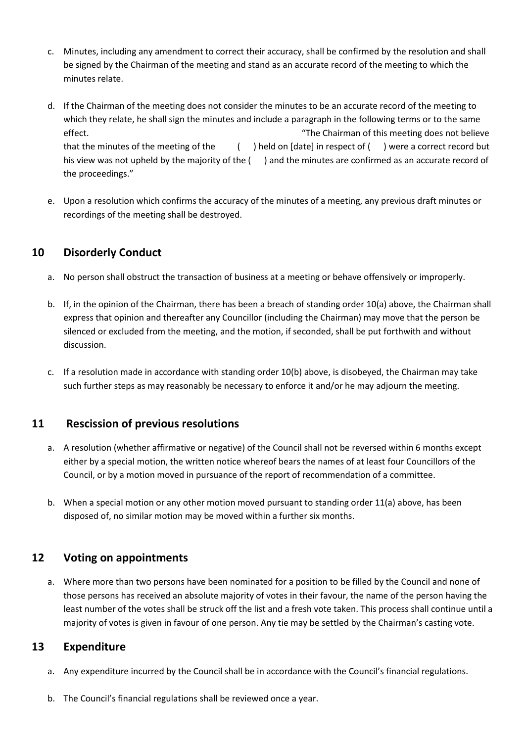c. Minutes, including any amendment to correct their accuracy, shall be confirmed by the resolution and shall be signed by the Chairman of the meeting and stand as an accurate record of the meeting to which the minutes relate.

d. If the Chairman of the meeting does not consider the minutes to be an accurate record of the meeting to which they relate, he shall sign the minutes and include a paragraph in the following terms or to the same effect. "The Chairman of this meeting does not believe that the minutes of the meeting of the ( ) held on [date] in respect of ( ) were a correct record but his view was not upheld by the majority of the ( ) and the minutes are confirmed as an accurate record of the proceedings."

e. Upon a resolution which confirms the accuracy of the minutes of a meeting, any previous draft minutes or recordings of the meeting shall be destroyed.

## 10 Disorderly Conduct

a. No person shall obstruct the transaction of business at a meeting or behave offensively or improperly.

b. If, in the opinion of the Chairman, there has been a breach of standing order 10(a) above, the Chairman shall express that opinion and thereafter any Councillor (including the Chairman) may move that the person be silenced or excluded from the meeting, and the motion, if seconded, shall be put forthwith and without discussion.

c. If a resolution made in accordance with standing order 10(b) above, is disobeyed, the Chairman may take such further steps as may reasonably be necessary to enforce it and/or he may adjourn the meeting.

## 11 Rescission of previous resolutions

a. A resolution (whether affirmative or negative) of the Council shall not be reversed within 6 months except either by a special motion, the written notice whereof bears the names of at least four Councillors of the Council, or by a motion moved in pursuance of the report of recommendation of a committee.

b. When a special motion or any other motion moved pursuant to standing order 11(a) above, has been disposed of, no similar motion may be moved within a further six months.

## 12 Voting on appointments

a. Where more than two persons have been nominated for a position to be filled by the Council and none of those persons has received an absolute majority of votes in their favour, the name of the person having the least number of the votes shall be struck off the list and a fresh vote taken. This process shall continue until a majority of votes is given in favour of one person. Any tie may be settled by the Chairman's casting vote.

## 13 Expenditure

a. Any expenditure incurred by the Council shall be in accordance with the Council's financial regulations.

b. The Council's financial regulations shall be reviewed once a year.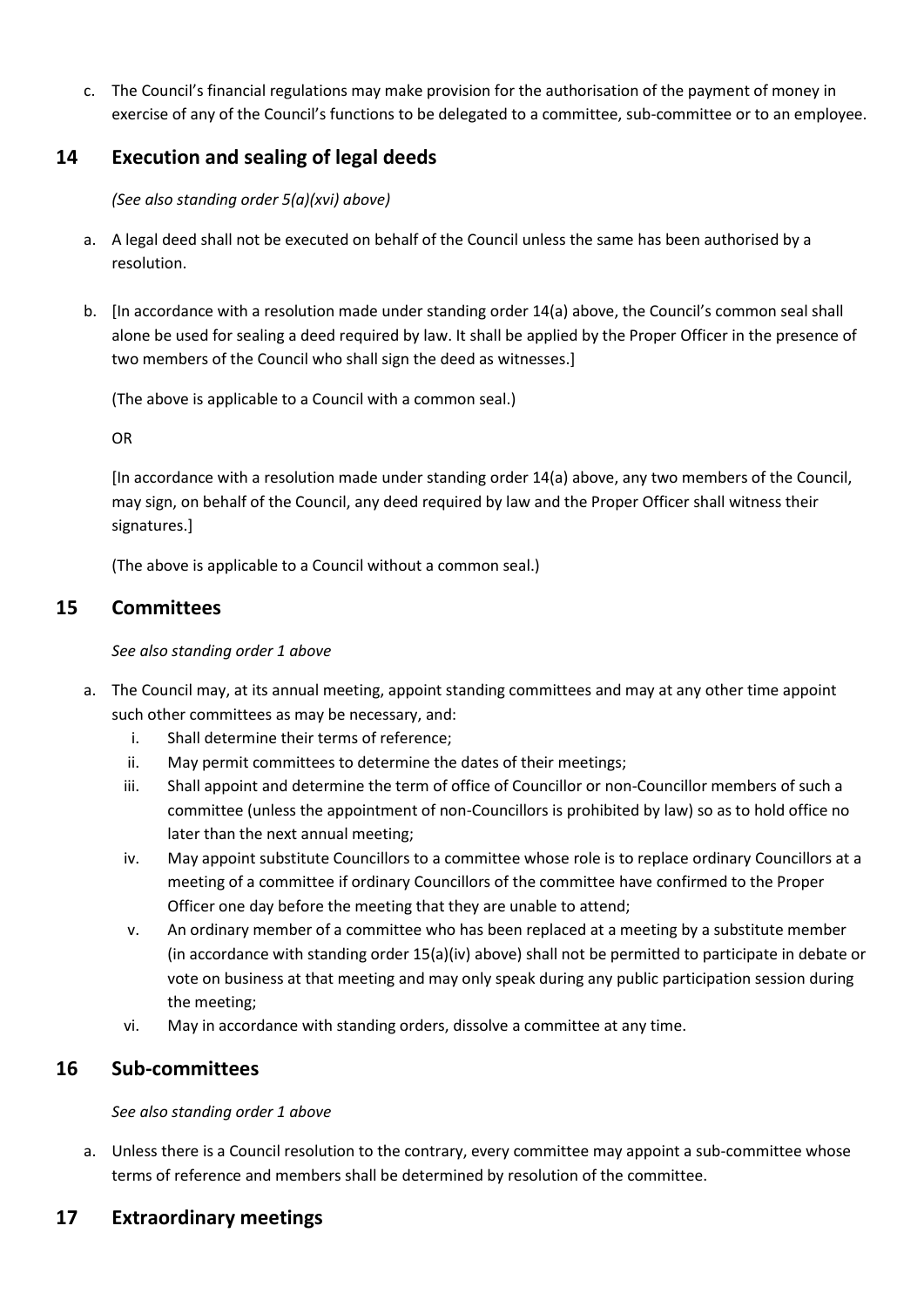c. The Council's financial regulations may make provision for the authorisation of the payment of money in exercise of any of the Council's functions to be delegated to a committee, sub-committee or to an employee.

## 14 Execution and sealing of legal deeds

*(See also standing order 5(a)(xvi) above)*

a. A legal deed shall not be executed on behalf of the Council unless the same has been authorised by a resolution.

b. [In accordance with a resolution made under standing order 14(a) above, the Council's common seal shall alone be used for sealing a deed required by law. It shall be applied by the Proper Officer in the presence of two members of the Council who shall sign the deed as witnesses.]

   (The above is applicable to a Council with a common seal.)

   OR

   [In accordance with a resolution made under standing order 14(a) above, any two members of the Council, may sign, on behalf of the Council, any deed required by law and the Proper Officer shall witness their signatures.]

   (The above is applicable to a Council without a common seal.)

## 15 Committees

*See also standing order 1 above*

a. The Council may, at its annual meeting, appoint standing committees and may at any other time appoint such other committees as may be necessary, and:
   i. Shall determine their terms of reference;
   ii. May permit committees to determine the dates of their meetings;
   iii. Shall appoint and determine the term of office of Councillor or non-Councillor members of such a committee (unless the appointment of non-Councillors is prohibited by law) so as to hold office no later than the next annual meeting;
   iv. May appoint substitute Councillors to a committee whose role is to replace ordinary Councillors at a meeting of a committee if ordinary Councillors of the committee have confirmed to the Proper Officer one day before the meeting that they are unable to attend;
   v. An ordinary member of a committee who has been replaced at a meeting by a substitute member (in accordance with standing order 15(a)(iv) above) shall not be permitted to participate in debate or vote on business at that meeting and may only speak during any public participation session during the meeting;
   vi. May in accordance with standing orders, dissolve a committee at any time.

## 16 Sub-committees

*See also standing order 1 above*

a. Unless there is a Council resolution to the contrary, every committee may appoint a sub-committee whose terms of reference and members shall be determined by resolution of the committee.

## 17 Extraordinary meetings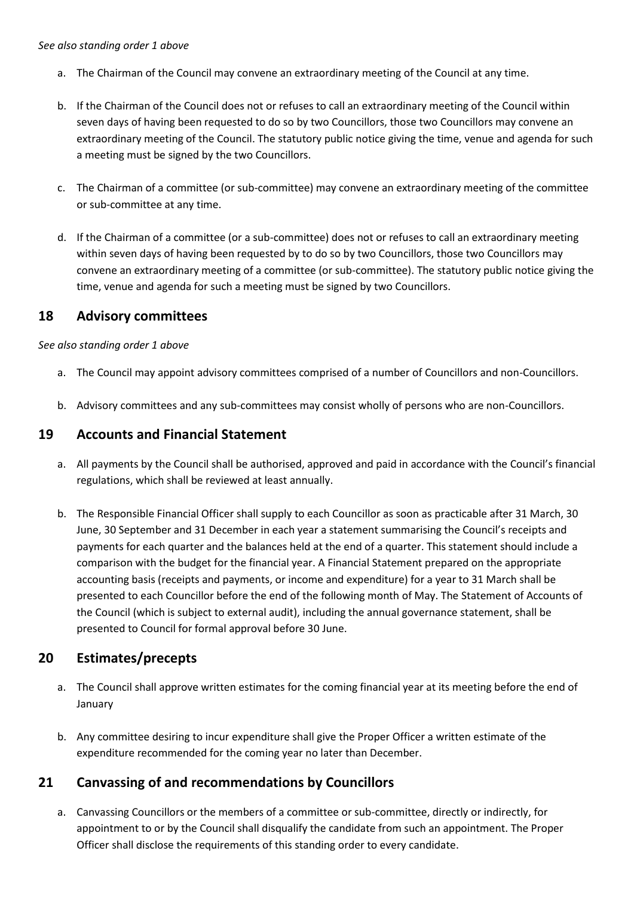*See also standing order 1 above*

a. The Chairman of the Council may convene an extraordinary meeting of the Council at any time.

b. If the Chairman of the Council does not or refuses to call an extraordinary meeting of the Council within seven days of having been requested to do so by two Councillors, those two Councillors may convene an extraordinary meeting of the Council. The statutory public notice giving the time, venue and agenda for such a meeting must be signed by the two Councillors.

c. The Chairman of a committee (or sub-committee) may convene an extraordinary meeting of the committee or sub-committee at any time.

d. If the Chairman of a committee (or a sub-committee) does not or refuses to call an extraordinary meeting within seven days of having been requested by to do so by two Councillors, those two Councillors may convene an extraordinary meeting of a committee (or sub-committee). The statutory public notice giving the time, venue and agenda for such a meeting must be signed by two Councillors.

## 18 Advisory committees

*See also standing order 1 above*

a. The Council may appoint advisory committees comprised of a number of Councillors and non-Councillors.

b. Advisory committees and any sub-committees may consist wholly of persons who are non-Councillors.

## 19 Accounts and Financial Statement

a. All payments by the Council shall be authorised, approved and paid in accordance with the Council's financial regulations, which shall be reviewed at least annually.

b. The Responsible Financial Officer shall supply to each Councillor as soon as practicable after 31 March, 30 June, 30 September and 31 December in each year a statement summarising the Council's receipts and payments for each quarter and the balances held at the end of a quarter. This statement should include a comparison with the budget for the financial year. A Financial Statement prepared on the appropriate accounting basis (receipts and payments, or income and expenditure) for a year to 31 March shall be presented to each Councillor before the end of the following month of May. The Statement of Accounts of the Council (which is subject to external audit), including the annual governance statement, shall be presented to Council for formal approval before 30 June.

## 20 Estimates/precepts

a. The Council shall approve written estimates for the coming financial year at its meeting before the end of January

b. Any committee desiring to incur expenditure shall give the Proper Officer a written estimate of the expenditure recommended for the coming year no later than December.

## 21 Canvassing of and recommendations by Councillors

a. Canvassing Councillors or the members of a committee or sub-committee, directly or indirectly, for appointment to or by the Council shall disqualify the candidate from such an appointment. The Proper Officer shall disclose the requirements of this standing order to every candidate.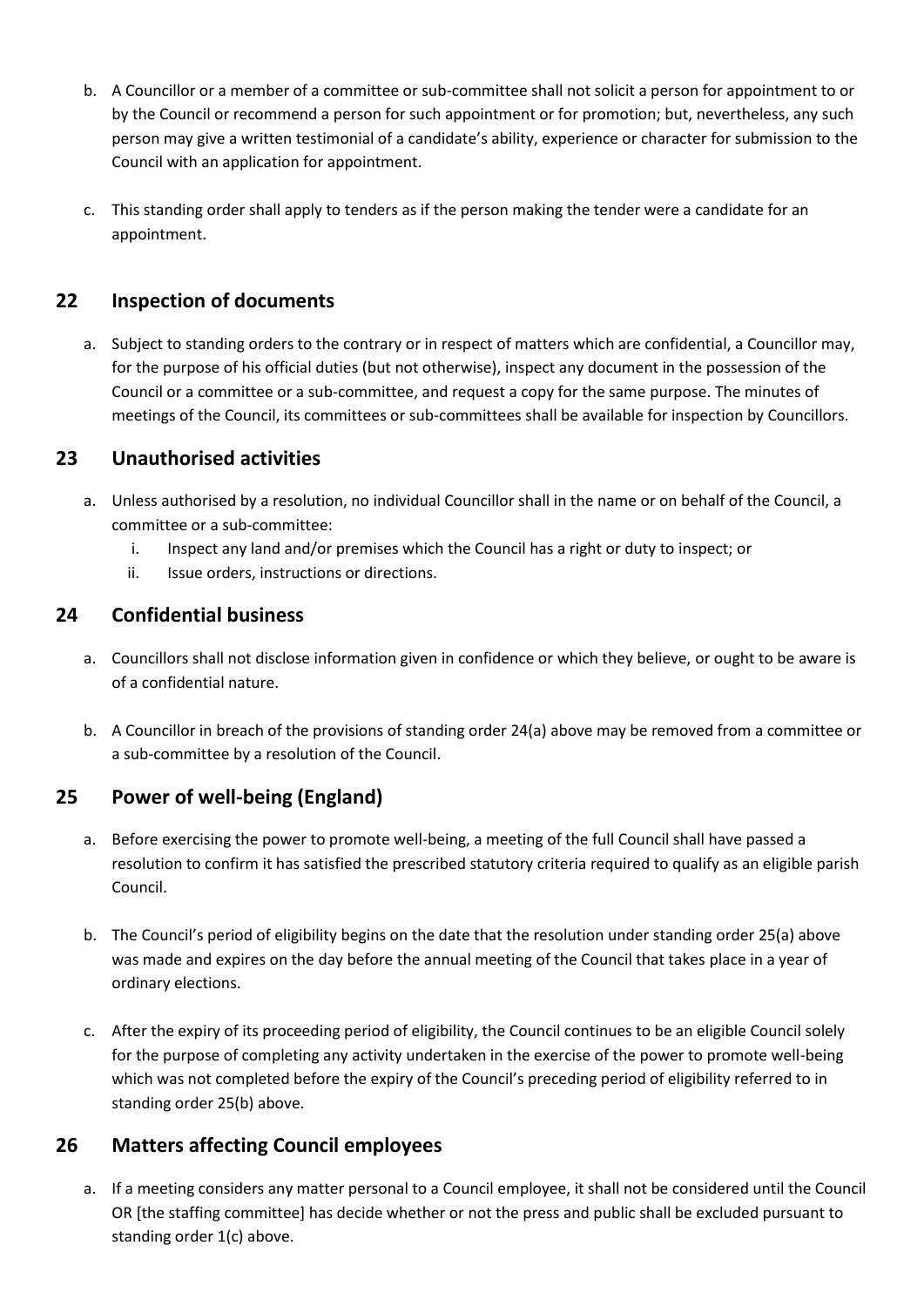b. A Councillor or a member of a committee or sub-committee shall not solicit a person for appointment to or by the Council or recommend a person for such appointment or for promotion; but, nevertheless, any such person may give a written testimonial of a candidate's ability, experience or character for submission to the Council with an application for appointment.

c. This standing order shall apply to tenders as if the person making the tender were a candidate for an appointment.

## 22 Inspection of documents

a. Subject to standing orders to the contrary or in respect of matters which are confidential, a Councillor may, for the purpose of his official duties (but not otherwise), inspect any document in the possession of the Council or a committee or a sub-committee, and request a copy for the same purpose. The minutes of meetings of the Council, its committees or sub-committees shall be available for inspection by Councillors.

## 23 Unauthorised activities

a. Unless authorised by a resolution, no individual Councillor shall in the name or on behalf of the Council, a committee or a sub-committee:
   i. Inspect any land and/or premises which the Council has a right or duty to inspect; or
   ii. Issue orders, instructions or directions.

## 24 Confidential business

a. Councillors shall not disclose information given in confidence or which they believe, or ought to be aware is of a confidential nature.

b. A Councillor in breach of the provisions of standing order 24(a) above may be removed from a committee or a sub-committee by a resolution of the Council.

## 25 Power of well-being (England)

a. Before exercising the power to promote well-being, a meeting of the full Council shall have passed a resolution to confirm it has satisfied the prescribed statutory criteria required to qualify as an eligible parish Council.

b. The Council's period of eligibility begins on the date that the resolution under standing order 25(a) above was made and expires on the day before the annual meeting of the Council that takes place in a year of ordinary elections.

c. After the expiry of its proceeding period of eligibility, the Council continues to be an eligible Council solely for the purpose of completing any activity undertaken in the exercise of the power to promote well-being which was not completed before the expiry of the Council's preceding period of eligibility referred to in standing order 25(b) above.

## 26 Matters affecting Council employees

a. If a meeting considers any matter personal to a Council employee, it shall not be considered until the Council OR [the staffing committee] has decide whether or not the press and public shall be excluded pursuant to standing order 1(c) above.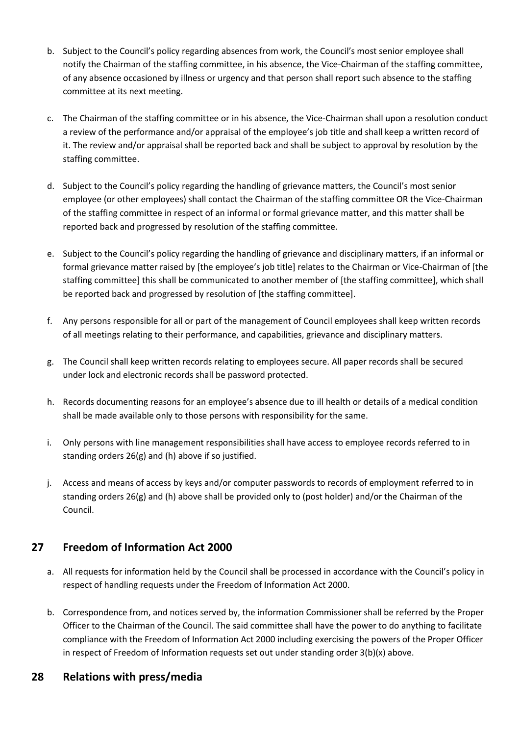b. Subject to the Council's policy regarding absences from work, the Council's most senior employee shall notify the Chairman of the staffing committee, in his absence, the Vice-Chairman of the staffing committee, of any absence occasioned by illness or urgency and that person shall report such absence to the staffing committee at its next meeting.

c. The Chairman of the staffing committee or in his absence, the Vice-Chairman shall upon a resolution conduct a review of the performance and/or appraisal of the employee's job title and shall keep a written record of it. The review and/or appraisal shall be reported back and shall be subject to approval by resolution by the staffing committee.

d. Subject to the Council's policy regarding the handling of grievance matters, the Council's most senior employee (or other employees) shall contact the Chairman of the staffing committee OR the Vice-Chairman of the staffing committee in respect of an informal or formal grievance matter, and this matter shall be reported back and progressed by resolution of the staffing committee.

e. Subject to the Council's policy regarding the handling of grievance and disciplinary matters, if an informal or formal grievance matter raised by [the employee's job title] relates to the Chairman or Vice-Chairman of [the staffing committee] this shall be communicated to another member of [the staffing committee], which shall be reported back and progressed by resolution of [the staffing committee].

f. Any persons responsible for all or part of the management of Council employees shall keep written records of all meetings relating to their performance, and capabilities, grievance and disciplinary matters.

g. The Council shall keep written records relating to employees secure. All paper records shall be secured under lock and electronic records shall be password protected.

h. Records documenting reasons for an employee's absence due to ill health or details of a medical condition shall be made available only to those persons with responsibility for the same.

i. Only persons with line management responsibilities shall have access to employee records referred to in standing orders 26(g) and (h) above if so justified.

j. Access and means of access by keys and/or computer passwords to records of employment referred to in standing orders 26(g) and (h) above shall be provided only to (post holder) and/or the Chairman of the Council.

## 27 Freedom of Information Act 2000

a. All requests for information held by the Council shall be processed in accordance with the Council's policy in respect of handling requests under the Freedom of Information Act 2000.

b. Correspondence from, and notices served by, the information Commissioner shall be referred by the Proper Officer to the Chairman of the Council. The said committee shall have the power to do anything to facilitate compliance with the Freedom of Information Act 2000 including exercising the powers of the Proper Officer in respect of Freedom of Information requests set out under standing order 3(b)(x) above.

## 28 Relations with press/media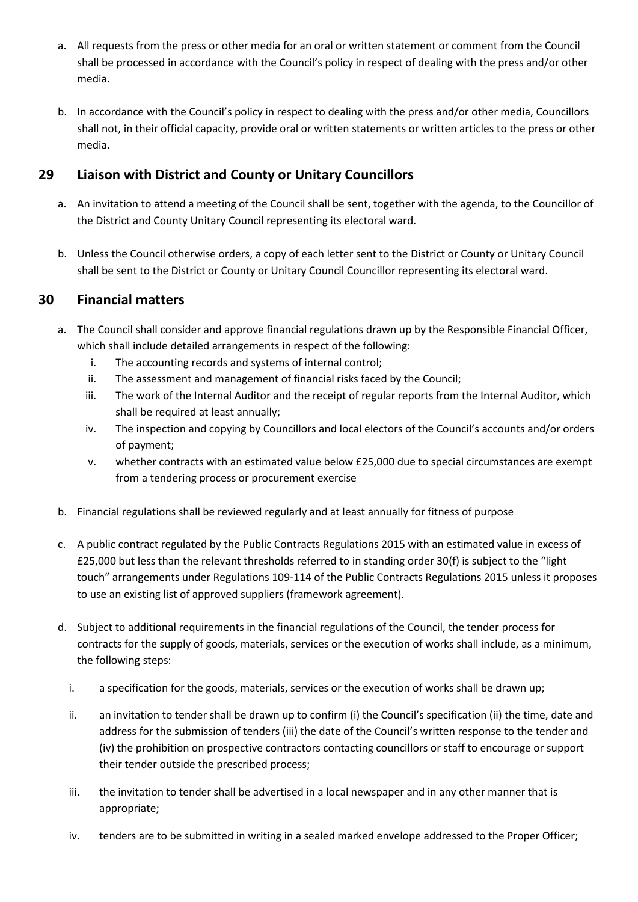a. All requests from the press or other media for an oral or written statement or comment from the Council shall be processed in accordance with the Council's policy in respect of dealing with the press and/or other media.

b. In accordance with the Council's policy in respect to dealing with the press and/or other media, Councillors shall not, in their official capacity, provide oral or written statements or written articles to the press or other media.

## 29 Liaison with District and County or Unitary Councillors

a. An invitation to attend a meeting of the Council shall be sent, together with the agenda, to the Councillor of the District and County Unitary Council representing its electoral ward.

b. Unless the Council otherwise orders, a copy of each letter sent to the District or County or Unitary Council shall be sent to the District or County or Unitary Council Councillor representing its electoral ward.

## 30 Financial matters

a. The Council shall consider and approve financial regulations drawn up by the Responsible Financial Officer, which shall include detailed arrangements in respect of the following:
   i. The accounting records and systems of internal control;
   ii. The assessment and management of financial risks faced by the Council;
   iii. The work of the Internal Auditor and the receipt of regular reports from the Internal Auditor, which shall be required at least annually;
   iv. The inspection and copying by Councillors and local electors of the Council's accounts and/or orders of payment;
   v. whether contracts with an estimated value below £25,000 due to special circumstances are exempt from a tendering process or procurement exercise

b. Financial regulations shall be reviewed regularly and at least annually for fitness of purpose

c. A public contract regulated by the Public Contracts Regulations 2015 with an estimated value in excess of £25,000 but less than the relevant thresholds referred to in standing order 30(f) is subject to the "light touch" arrangements under Regulations 109-114 of the Public Contracts Regulations 2015 unless it proposes to use an existing list of approved suppliers (framework agreement).

d. Subject to additional requirements in the financial regulations of the Council, the tender process for contracts for the supply of goods, materials, services or the execution of works shall include, as a minimum, the following steps:

   i. a specification for the goods, materials, services or the execution of works shall be drawn up;

   ii. an invitation to tender shall be drawn up to confirm (i) the Council's specification (ii) the time, date and address for the submission of tenders (iii) the date of the Council's written response to the tender and (iv) the prohibition on prospective contractors contacting councillors or staff to encourage or support their tender outside the prescribed process;

   iii. the invitation to tender shall be advertised in a local newspaper and in any other manner that is appropriate;

   iv. tenders are to be submitted in writing in a sealed marked envelope addressed to the Proper Officer;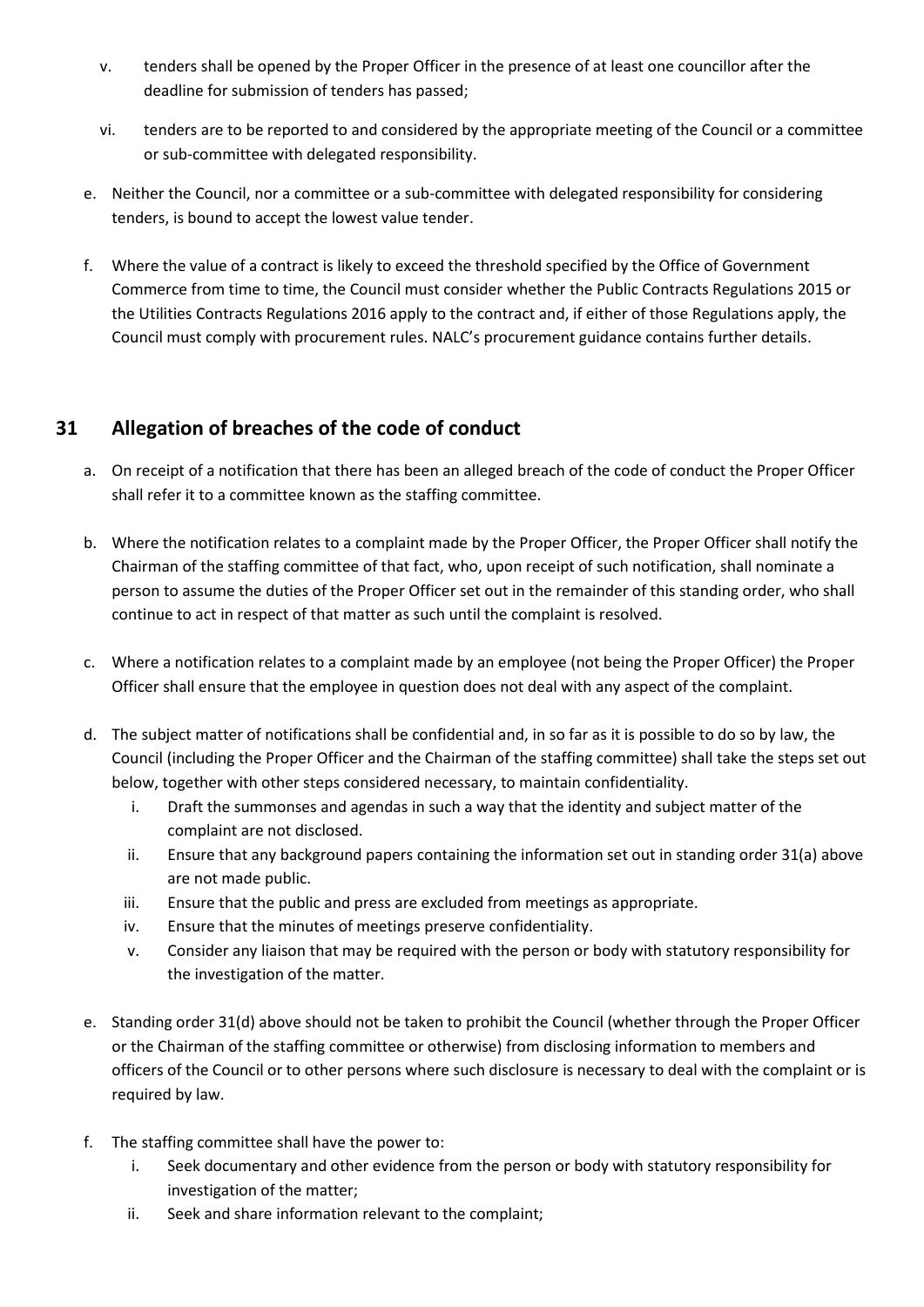v. tenders shall be opened by the Proper Officer in the presence of at least one councillor after the deadline for submission of tenders has passed;

vi. tenders are to be reported to and considered by the appropriate meeting of the Council or a committee or sub-committee with delegated responsibility.

e. Neither the Council, nor a committee or a sub-committee with delegated responsibility for considering tenders, is bound to accept the lowest value tender.

f. Where the value of a contract is likely to exceed the threshold specified by the Office of Government Commerce from time to time, the Council must consider whether the Public Contracts Regulations 2015 or the Utilities Contracts Regulations 2016 apply to the contract and, if either of those Regulations apply, the Council must comply with procurement rules. NALC's procurement guidance contains further details.

## 31 Allegation of breaches of the code of conduct

a. On receipt of a notification that there has been an alleged breach of the code of conduct the Proper Officer shall refer it to a committee known as the staffing committee.

b. Where the notification relates to a complaint made by the Proper Officer, the Proper Officer shall notify the Chairman of the staffing committee of that fact, who, upon receipt of such notification, shall nominate a person to assume the duties of the Proper Officer set out in the remainder of this standing order, who shall continue to act in respect of that matter as such until the complaint is resolved.

c. Where a notification relates to a complaint made by an employee (not being the Proper Officer) the Proper Officer shall ensure that the employee in question does not deal with any aspect of the complaint.

d. The subject matter of notifications shall be confidential and, in so far as it is possible to do so by law, the Council (including the Proper Officer and the Chairman of the staffing committee) shall take the steps set out below, together with other steps considered necessary, to maintain confidentiality.

   i. Draft the summonses and agendas in such a way that the identity and subject matter of the complaint are not disclosed.
   ii. Ensure that any background papers containing the information set out in standing order 31(a) above are not made public.
   iii. Ensure that the public and press are excluded from meetings as appropriate.
   iv. Ensure that the minutes of meetings preserve confidentiality.
   v. Consider any liaison that may be required with the person or body with statutory responsibility for the investigation of the matter.

e. Standing order 31(d) above should not be taken to prohibit the Council (whether through the Proper Officer or the Chairman of the staffing committee or otherwise) from disclosing information to members and officers of the Council or to other persons where such disclosure is necessary to deal with the complaint or is required by law.

f. The staffing committee shall have the power to:

   i. Seek documentary and other evidence from the person or body with statutory responsibility for investigation of the matter;
   ii. Seek and share information relevant to the complaint;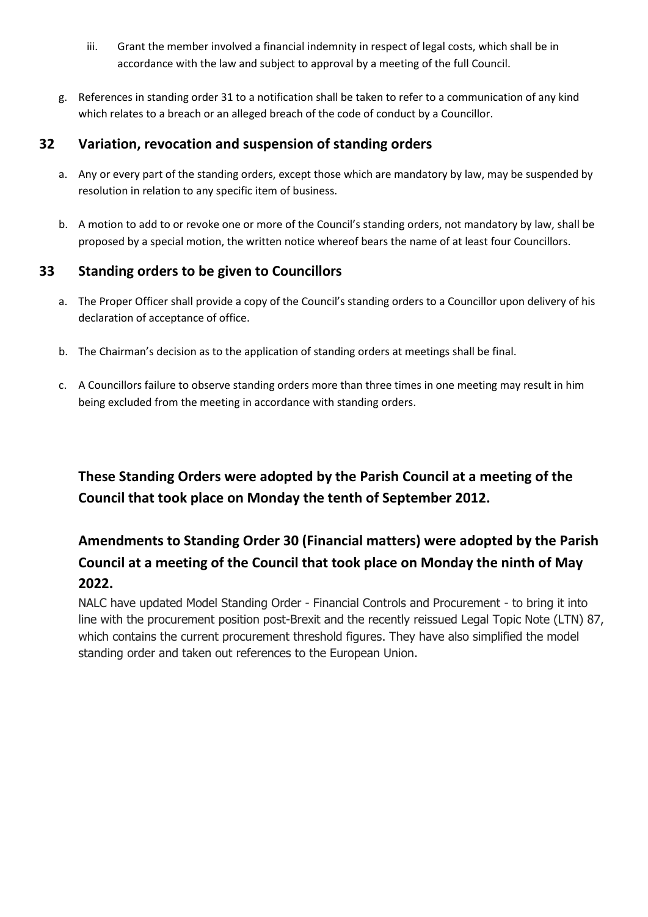iii. Grant the member involved a financial indemnity in respect of legal costs, which shall be in accordance with the law and subject to approval by a meeting of the full Council.

g. References in standing order 31 to a notification shall be taken to refer to a communication of any kind which relates to a breach or an alleged breach of the code of conduct by a Councillor.

## 32 Variation, revocation and suspension of standing orders

a. Any or every part of the standing orders, except those which are mandatory by law, may be suspended by resolution in relation to any specific item of business.

b. A motion to add to or revoke one or more of the Council's standing orders, not mandatory by law, shall be proposed by a special motion, the written notice whereof bears the name of at least four Councillors.

## 33 Standing orders to be given to Councillors

a. The Proper Officer shall provide a copy of the Council's standing orders to a Councillor upon delivery of his declaration of acceptance of office.

b. The Chairman's decision as to the application of standing orders at meetings shall be final.

c. A Councillors failure to observe standing orders more than three times in one meeting may result in him being excluded from the meeting in accordance with standing orders.

**These Standing Orders were adopted by the Parish Council at a meeting of the Council that took place on Monday the tenth of September 2012.**

**Amendments to Standing Order 30 (Financial matters) were adopted by the Parish Council at a meeting of the Council that took place on Monday the ninth of May 2022.**

NALC have updated Model Standing Order - Financial Controls and Procurement - to bring it into line with the procurement position post-Brexit and the recently reissued Legal Topic Note (LTN) 87, which contains the current procurement threshold figures. They have also simplified the model standing order and taken out references to the European Union.